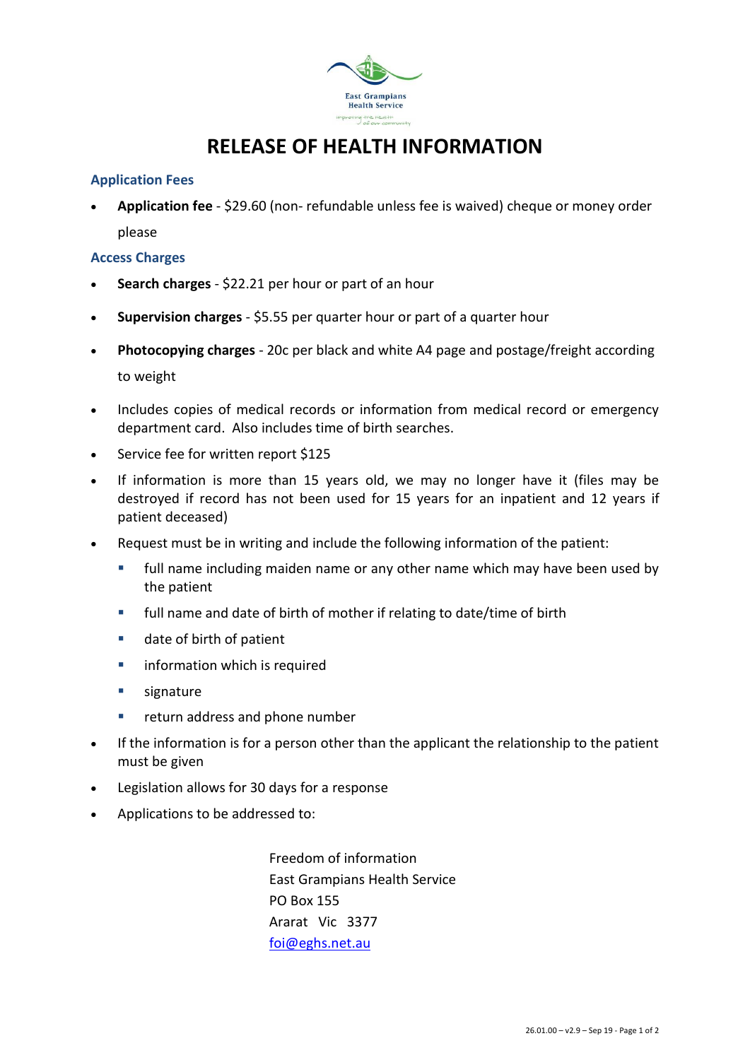East Grampians Health Service

# RELEASE OF HEALTH INFORMATION

## Application Fees

- **Application fee** - $29.60 (non- refundable unless fee is waived) cheque or money order please

## Access Charges

- **Search charges** - $22.21 per hour or part of an hour
- **Supervision charges** - $5.55 per quarter hour or part of a quarter hour
- **Photocopying charges** - 20c per black and white A4 page and postage/freight according to weight
- Includes copies of medical records or information from medical record or emergency department card. Also includes time of birth searches.
- Service fee for written report $125
- If information is more than 15 years old, we may no longer have it (files may be destroyed if record has not been used for 15 years for an inpatient and 12 years if patient deceased)
- Request must be in writing and include the following information of the patient:
  - full name including maiden name or any other name which may have been used by the patient
  - full name and date of birth of mother if relating to date/time of birth
  - date of birth of patient
  - information which is required
  - signature
  - return address and phone number
- If the information is for a person other than the applicant the relationship to the patient must be given
- Legislation allows for 30 days for a response
- Applications to be addressed to:

Freedom of information
East Grampians Health Service
PO Box 155
Ararat Vic 3377
foi@eghs.net.au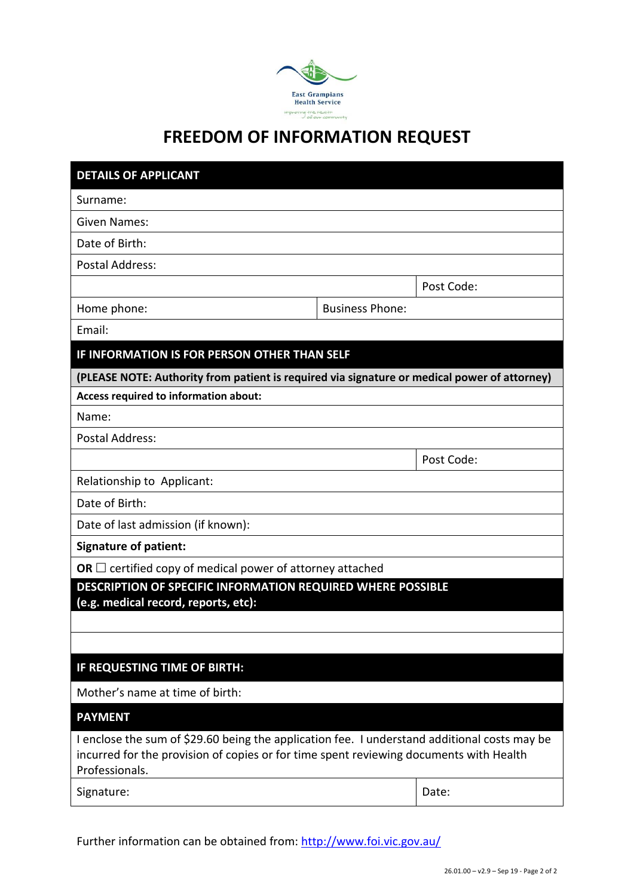East Grampians Health Service

improving the health of our community

# FREEDOM OF INFORMATION REQUEST

| | |
|---|---|
| **DETAILS OF APPLICANT** | |
| Surname: | |
| Given Names: | |
| Date of Birth: | |
| Postal Address: | |
| | Post Code: |
| Home phone: | Business Phone: |
| Email: | |
| **IF INFORMATION IS FOR PERSON OTHER THAN SELF** | |
| **(PLEASE NOTE: Authority from patient is required via signature or medical power of attorney)** | |
| **Access required to information about:** | |
| Name: | |
| Postal Address: | |
| | Post Code: |
| Relationship to Applicant: | |
| Date of Birth: | |
| Date of last admission (if known): | |
| **Signature of patient:** | |
| **OR** ☐ certified copy of medical power of attorney attached | |
| **DESCRIPTION OF SPECIFIC INFORMATION REQUIRED WHERE POSSIBLE (e.g. medical record, reports, etc):** | |
| | |
| | |
| **IF REQUESTING TIME OF BIRTH:** | |
| Mother's name at time of birth: | |
| **PAYMENT** | |
| I enclose the sum of $29.60 being the application fee. I understand additional costs may be incurred for the provision of copies or for time spent reviewing documents with Health Professionals. | |
| Signature: | Date: |

Further information can be obtained from: http://www.foi.vic.gov.au/

26.01.00 – v2.9 – Sep 19